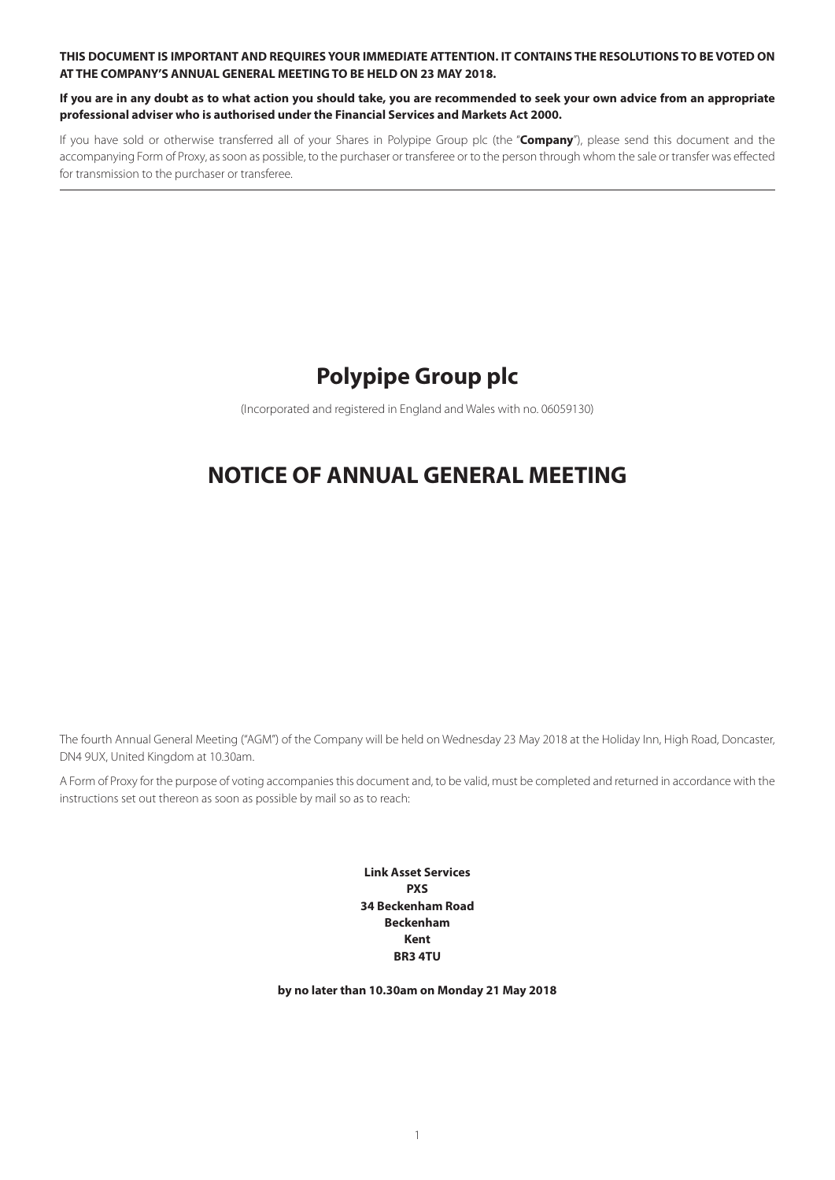**THIS DOCUMENT IS IMPORTANT AND REQUIRES YOUR IMMEDIATE ATTENTION. IT CONTAINS THE RESOLUTIONS TO BE VOTED ON AT THE COMPANY'S ANNUAL GENERAL MEETING TO BE HELD ON 23 MAY 2018.**

**If you are in any doubt as to what action you should take, you are recommended to seek your own advice from an appropriate professional adviser who is authorised under the Financial Services and Markets Act 2000.**

If you have sold or otherwise transferred all of your Shares in Polypipe Group plc (the "**Company**"), please send this document and the accompanying Form of Proxy, as soon as possible, to the purchaser or transferee or to the person through whom the sale or transfer was effected for transmission to the purchaser or transferee.

# Polypipe Group plc

(Incorporated and registered in England and Wales with no. 06059130)

# NOTICE OF ANNUAL GENERAL MEETING

The fourth Annual General Meeting ("AGM") of the Company will be held on Wednesday 23 May 2018 at the Holiday Inn, High Road, Doncaster, DN4 9UX, United Kingdom at 10.30am.

A Form of Proxy for the purpose of voting accompanies this document and, to be valid, must be completed and returned in accordance with the instructions set out thereon as soon as possible by mail so as to reach:

**Link Asset Services**
**PXS**
**34 Beckenham Road**
**Beckenham**
**Kent**
**BR3 4TU**

**by no later than 10.30am on Monday 21 May 2018**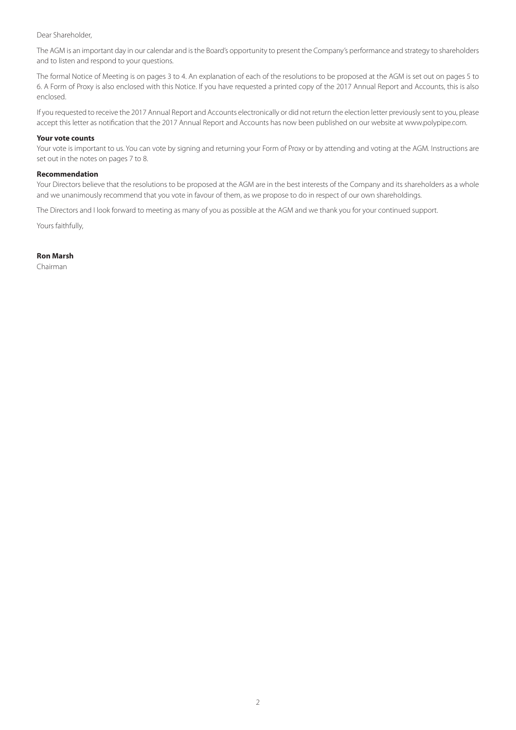Dear Shareholder,

The AGM is an important day in our calendar and is the Board's opportunity to present the Company's performance and strategy to shareholders and to listen and respond to your questions.

The formal Notice of Meeting is on pages 3 to 4. An explanation of each of the resolutions to be proposed at the AGM is set out on pages 5 to 6. A Form of Proxy is also enclosed with this Notice. If you have requested a printed copy of the 2017 Annual Report and Accounts, this is also enclosed.

If you requested to receive the 2017 Annual Report and Accounts electronically or did not return the election letter previously sent to you, please accept this letter as notification that the 2017 Annual Report and Accounts has now been published on our website at www.polypipe.com.

**Your vote counts**

Your vote is important to us. You can vote by signing and returning your Form of Proxy or by attending and voting at the AGM. Instructions are set out in the notes on pages 7 to 8.

**Recommendation**

Your Directors believe that the resolutions to be proposed at the AGM are in the best interests of the Company and its shareholders as a whole and we unanimously recommend that you vote in favour of them, as we propose to do in respect of our own shareholdings.

The Directors and I look forward to meeting as many of you as possible at the AGM and we thank you for your continued support.

Yours faithfully,

**Ron Marsh**

Chairman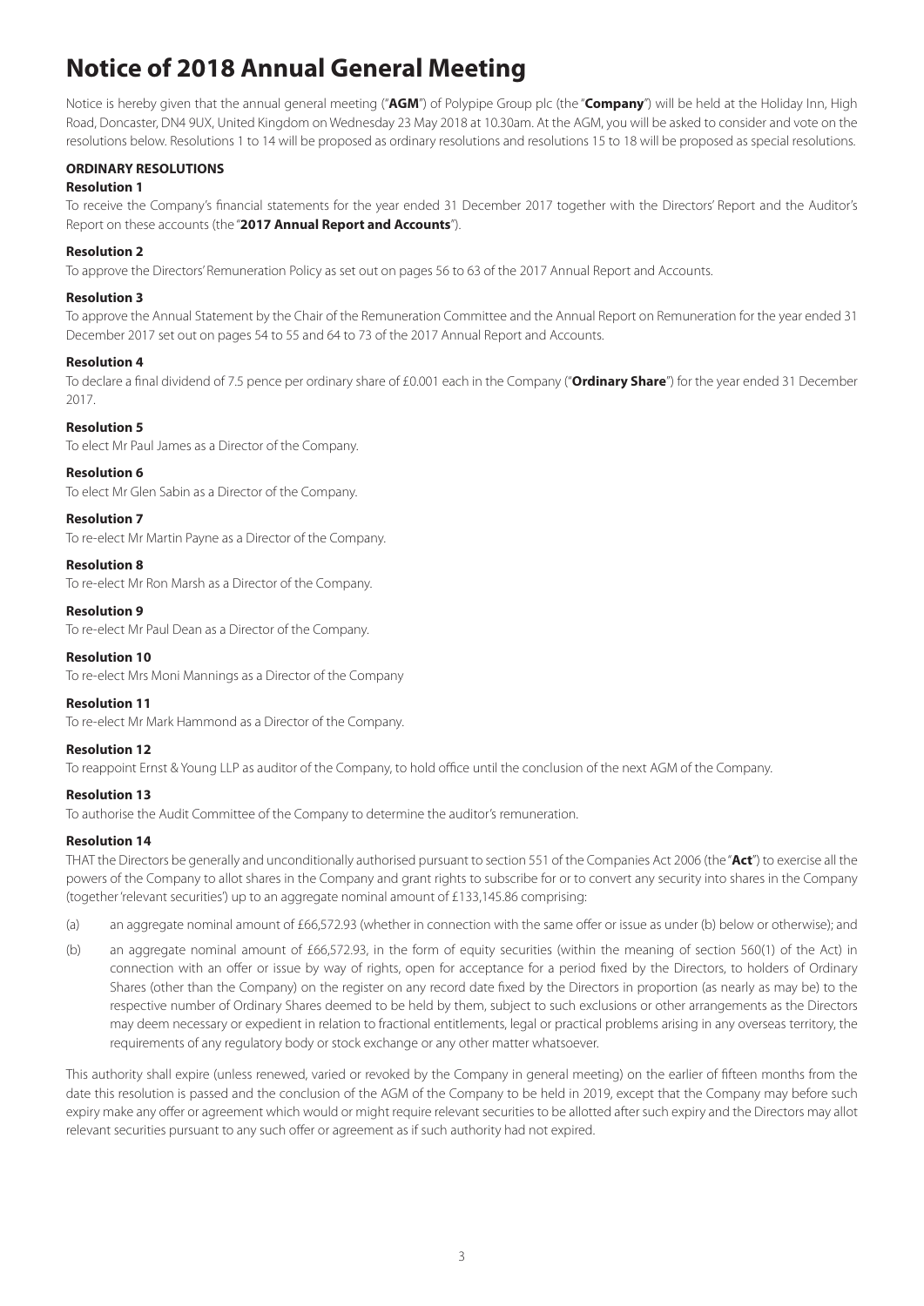# Notice of 2018 Annual General Meeting

Notice is hereby given that the annual general meeting ("**AGM**") of Polypipe Group plc (the "**Company**") will be held at the Holiday Inn, High Road, Doncaster, DN4 9UX, United Kingdom on Wednesday 23 May 2018 at 10.30am. At the AGM, you will be asked to consider and vote on the resolutions below. Resolutions 1 to 14 will be proposed as ordinary resolutions and resolutions 15 to 18 will be proposed as special resolutions.

**ORDINARY RESOLUTIONS**

**Resolution 1**

To receive the Company's financial statements for the year ended 31 December 2017 together with the Directors' Report and the Auditor's Report on these accounts (the "**2017 Annual Report and Accounts**").

**Resolution 2**

To approve the Directors' Remuneration Policy as set out on pages 56 to 63 of the 2017 Annual Report and Accounts.

**Resolution 3**

To approve the Annual Statement by the Chair of the Remuneration Committee and the Annual Report on Remuneration for the year ended 31 December 2017 set out on pages 54 to 55 and 64 to 73 of the 2017 Annual Report and Accounts.

**Resolution 4**

To declare a final dividend of 7.5 pence per ordinary share of £0.001 each in the Company ("**Ordinary Share**") for the year ended 31 December 2017.

**Resolution 5**

To elect Mr Paul James as a Director of the Company.

**Resolution 6**

To elect Mr Glen Sabin as a Director of the Company.

**Resolution 7**

To re-elect Mr Martin Payne as a Director of the Company.

**Resolution 8**

To re-elect Mr Ron Marsh as a Director of the Company.

**Resolution 9**

To re-elect Mr Paul Dean as a Director of the Company.

**Resolution 10**

To re-elect Mrs Moni Mannings as a Director of the Company

**Resolution 11**

To re-elect Mr Mark Hammond as a Director of the Company.

**Resolution 12**

To reappoint Ernst & Young LLP as auditor of the Company, to hold office until the conclusion of the next AGM of the Company.

**Resolution 13**

To authorise the Audit Committee of the Company to determine the auditor's remuneration.

**Resolution 14**

THAT the Directors be generally and unconditionally authorised pursuant to section 551 of the Companies Act 2006 (the "**Act**") to exercise all the powers of the Company to allot shares in the Company and grant rights to subscribe for or to convert any security into shares in the Company (together 'relevant securities') up to an aggregate nominal amount of £133,145.86 comprising:

(a) an aggregate nominal amount of £66,572.93 (whether in connection with the same offer or issue as under (b) below or otherwise); and

(b) an aggregate nominal amount of £66,572.93, in the form of equity securities (within the meaning of section 560(1) of the Act) in connection with an offer or issue by way of rights, open for acceptance for a period fixed by the Directors, to holders of Ordinary Shares (other than the Company) on the register on any record date fixed by the Directors in proportion (as nearly as may be) to the respective number of Ordinary Shares deemed to be held by them, subject to such exclusions or other arrangements as the Directors may deem necessary or expedient in relation to fractional entitlements, legal or practical problems arising in any overseas territory, the requirements of any regulatory body or stock exchange or any other matter whatsoever.

This authority shall expire (unless renewed, varied or revoked by the Company in general meeting) on the earlier of fifteen months from the date this resolution is passed and the conclusion of the AGM of the Company to be held in 2019, except that the Company may before such expiry make any offer or agreement which would or might require relevant securities to be allotted after such expiry and the Directors may allot relevant securities pursuant to any such offer or agreement as if such authority had not expired.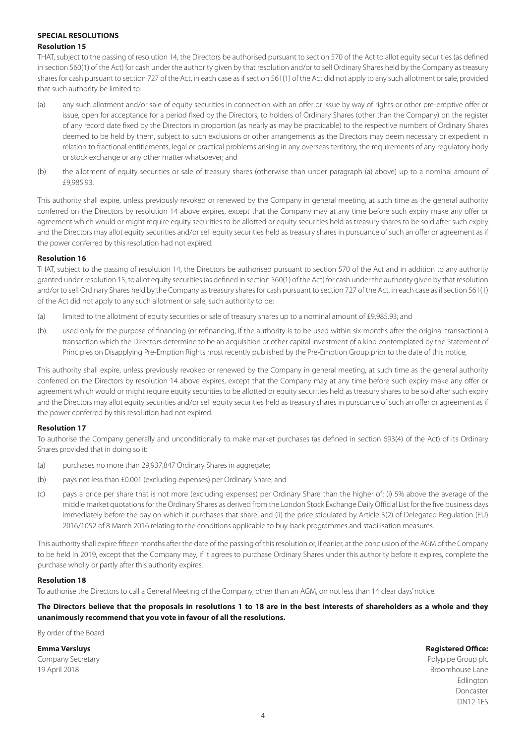## SPECIAL RESOLUTIONS

### Resolution 15

THAT, subject to the passing of resolution 14, the Directors be authorised pursuant to section 570 of the Act to allot equity securities (as defined in section 560(1) of the Act) for cash under the authority given by that resolution and/or to sell Ordinary Shares held by the Company as treasury shares for cash pursuant to section 727 of the Act, in each case as if section 561(1) of the Act did not apply to any such allotment or sale, provided that such authority be limited to:

(a) any such allotment and/or sale of equity securities in connection with an offer or issue by way of rights or other pre-emptive offer or issue, open for acceptance for a period fixed by the Directors, to holders of Ordinary Shares (other than the Company) on the register of any record date fixed by the Directors in proportion (as nearly as may be practicable) to the respective numbers of Ordinary Shares deemed to be held by them, subject to such exclusions or other arrangements as the Directors may deem necessary or expedient in relation to fractional entitlements, legal or practical problems arising in any overseas territory, the requirements of any regulatory body or stock exchange or any other matter whatsoever; and

(b) the allotment of equity securities or sale of treasury shares (otherwise than under paragraph (a) above) up to a nominal amount of £9,985.93.

This authority shall expire, unless previously revoked or renewed by the Company in general meeting, at such time as the general authority conferred on the Directors by resolution 14 above expires, except that the Company may at any time before such expiry make any offer or agreement which would or might require equity securities to be allotted or equity securities held as treasury shares to be sold after such expiry and the Directors may allot equity securities and/or sell equity securities held as treasury shares in pursuance of such an offer or agreement as if the power conferred by this resolution had not expired.

### Resolution 16

THAT, subject to the passing of resolution 14, the Directors be authorised pursuant to section 570 of the Act and in addition to any authority granted under resolution 15, to allot equity securities (as defined in section 560(1) of the Act) for cash under the authority given by that resolution and/or to sell Ordinary Shares held by the Company as treasury shares for cash pursuant to section 727 of the Act, in each case as if section 561(1) of the Act did not apply to any such allotment or sale, such authority to be:

(a) limited to the allotment of equity securities or sale of treasury shares up to a nominal amount of £9,985.93; and

(b) used only for the purpose of financing (or refinancing, if the authority is to be used within six months after the original transaction) a transaction which the Directors determine to be an acquisition or other capital investment of a kind contemplated by the Statement of Principles on Disapplying Pre-Emption Rights most recently published by the Pre-Emption Group prior to the date of this notice,

This authority shall expire, unless previously revoked or renewed by the Company in general meeting, at such time as the general authority conferred on the Directors by resolution 14 above expires, except that the Company may at any time before such expiry make any offer or agreement which would or might require equity securities to be allotted or equity securities held as treasury shares to be sold after such expiry and the Directors may allot equity securities and/or sell equity securities held as treasury shares in pursuance of such an offer or agreement as if the power conferred by this resolution had not expired.

### Resolution 17

To authorise the Company generally and unconditionally to make market purchases (as defined in section 693(4) of the Act) of its Ordinary Shares provided that in doing so it:

(a) purchases no more than 29,937,847 Ordinary Shares in aggregate;

(b) pays not less than £0.001 (excluding expenses) per Ordinary Share; and

(c) pays a price per share that is not more (excluding expenses) per Ordinary Share than the higher of: (i) 5% above the average of the middle market quotations for the Ordinary Shares as derived from the London Stock Exchange Daily Official List for the five business days immediately before the day on which it purchases that share; and (ii) the price stipulated by Article 3(2) of Delegated Regulation (EU) 2016/1052 of 8 March 2016 relating to the conditions applicable to buy-back programmes and stabilisation measures.

This authority shall expire fifteen months after the date of the passing of this resolution or, if earlier, at the conclusion of the AGM of the Company to be held in 2019, except that the Company may, if it agrees to purchase Ordinary Shares under this authority before it expires, complete the purchase wholly or partly after this authority expires.

### Resolution 18

To authorise the Directors to call a General Meeting of the Company, other than an AGM, on not less than 14 clear days' notice.

**The Directors believe that the proposals in resolutions 1 to 18 are in the best interests of shareholders as a whole and they unanimously recommend that you vote in favour of all the resolutions.**

By order of the Board

**Emma Versluys**
Company Secretary
19 April 2018

**Registered Office:**
Polypipe Group plc
Broomhouse Lane
Edlington
Doncaster
DN12 1ES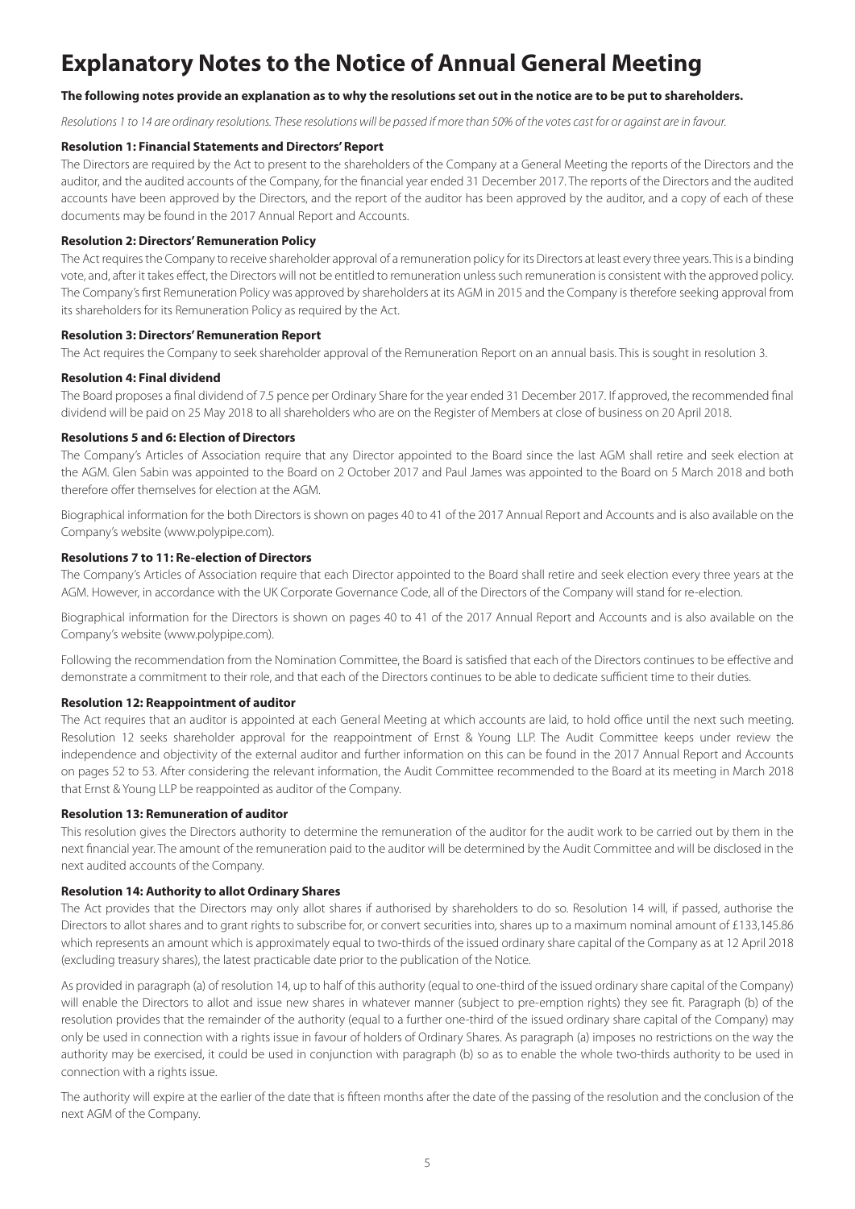# Explanatory Notes to the Notice of Annual General Meeting

**The following notes provide an explanation as to why the resolutions set out in the notice are to be put to shareholders.**

*Resolutions 1 to 14 are ordinary resolutions. These resolutions will be passed if more than 50% of the votes cast for or against are in favour.*

**Resolution 1: Financial Statements and Directors' Report**

The Directors are required by the Act to present to the shareholders of the Company at a General Meeting the reports of the Directors and the auditor, and the audited accounts of the Company, for the financial year ended 31 December 2017. The reports of the Directors and the audited accounts have been approved by the Directors, and the report of the auditor has been approved by the auditor, and a copy of each of these documents may be found in the 2017 Annual Report and Accounts.

**Resolution 2: Directors' Remuneration Policy**

The Act requires the Company to receive shareholder approval of a remuneration policy for its Directors at least every three years. This is a binding vote, and, after it takes effect, the Directors will not be entitled to remuneration unless such remuneration is consistent with the approved policy. The Company's first Remuneration Policy was approved by shareholders at its AGM in 2015 and the Company is therefore seeking approval from its shareholders for its Remuneration Policy as required by the Act.

**Resolution 3: Directors' Remuneration Report**

The Act requires the Company to seek shareholder approval of the Remuneration Report on an annual basis. This is sought in resolution 3.

**Resolution 4: Final dividend**

The Board proposes a final dividend of 7.5 pence per Ordinary Share for the year ended 31 December 2017. If approved, the recommended final dividend will be paid on 25 May 2018 to all shareholders who are on the Register of Members at close of business on 20 April 2018.

**Resolutions 5 and 6: Election of Directors**

The Company's Articles of Association require that any Director appointed to the Board since the last AGM shall retire and seek election at the AGM. Glen Sabin was appointed to the Board on 2 October 2017 and Paul James was appointed to the Board on 5 March 2018 and both therefore offer themselves for election at the AGM.

Biographical information for the both Directors is shown on pages 40 to 41 of the 2017 Annual Report and Accounts and is also available on the Company's website (www.polypipe.com).

**Resolutions 7 to 11: Re-election of Directors**

The Company's Articles of Association require that each Director appointed to the Board shall retire and seek election every three years at the AGM. However, in accordance with the UK Corporate Governance Code, all of the Directors of the Company will stand for re-election.

Biographical information for the Directors is shown on pages 40 to 41 of the 2017 Annual Report and Accounts and is also available on the Company's website (www.polypipe.com).

Following the recommendation from the Nomination Committee, the Board is satisfied that each of the Directors continues to be effective and demonstrate a commitment to their role, and that each of the Directors continues to be able to dedicate sufficient time to their duties.

**Resolution 12: Reappointment of auditor**

The Act requires that an auditor is appointed at each General Meeting at which accounts are laid, to hold office until the next such meeting. Resolution 12 seeks shareholder approval for the reappointment of Ernst & Young LLP. The Audit Committee keeps under review the independence and objectivity of the external auditor and further information on this can be found in the 2017 Annual Report and Accounts on pages 52 to 53. After considering the relevant information, the Audit Committee recommended to the Board at its meeting in March 2018 that Ernst & Young LLP be reappointed as auditor of the Company.

**Resolution 13: Remuneration of auditor**

This resolution gives the Directors authority to determine the remuneration of the auditor for the audit work to be carried out by them in the next financial year. The amount of the remuneration paid to the auditor will be determined by the Audit Committee and will be disclosed in the next audited accounts of the Company.

**Resolution 14: Authority to allot Ordinary Shares**

The Act provides that the Directors may only allot shares if authorised by shareholders to do so. Resolution 14 will, if passed, authorise the Directors to allot shares and to grant rights to subscribe for, or convert securities into, shares up to a maximum nominal amount of £133,145.86 which represents an amount which is approximately equal to two-thirds of the issued ordinary share capital of the Company as at 12 April 2018 (excluding treasury shares), the latest practicable date prior to the publication of the Notice.

As provided in paragraph (a) of resolution 14, up to half of this authority (equal to one-third of the issued ordinary share capital of the Company) will enable the Directors to allot and issue new shares in whatever manner (subject to pre-emption rights) they see fit. Paragraph (b) of the resolution provides that the remainder of the authority (equal to a further one-third of the issued ordinary share capital of the Company) may only be used in connection with a rights issue in favour of holders of Ordinary Shares. As paragraph (a) imposes no restrictions on the way the authority may be exercised, it could be used in conjunction with paragraph (b) so as to enable the whole two-thirds authority to be used in connection with a rights issue.

The authority will expire at the earlier of the date that is fifteen months after the date of the passing of the resolution and the conclusion of the next AGM of the Company.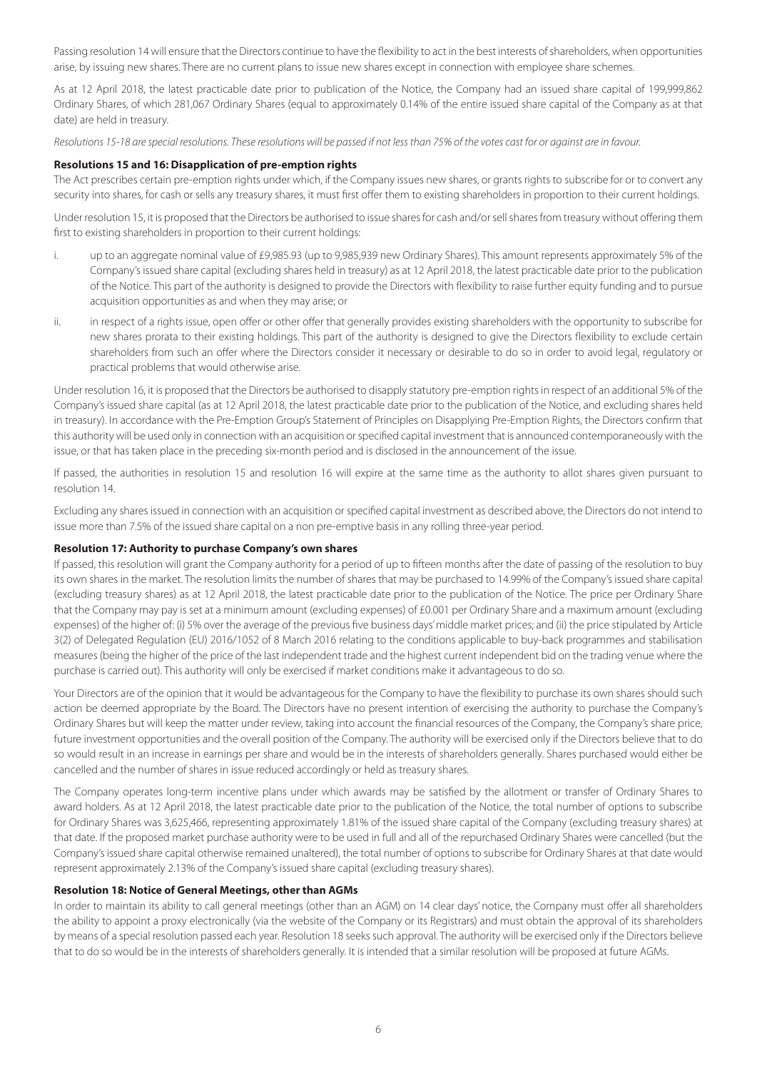Passing resolution 14 will ensure that the Directors continue to have the flexibility to act in the best interests of shareholders, when opportunities arise, by issuing new shares. There are no current plans to issue new shares except in connection with employee share schemes.

As at 12 April 2018, the latest practicable date prior to publication of the Notice, the Company had an issued share capital of 199,999,862 Ordinary Shares, of which 281,067 Ordinary Shares (equal to approximately 0.14% of the entire issued share capital of the Company as at that date) are held in treasury.

*Resolutions 15-18 are special resolutions. These resolutions will be passed if not less than 75% of the votes cast for or against are in favour.*

**Resolutions 15 and 16: Disapplication of pre-emption rights**

The Act prescribes certain pre-emption rights under which, if the Company issues new shares, or grants rights to subscribe for or to convert any security into shares, for cash or sells any treasury shares, it must first offer them to existing shareholders in proportion to their current holdings.

Under resolution 15, it is proposed that the Directors be authorised to issue shares for cash and/or sell shares from treasury without offering them first to existing shareholders in proportion to their current holdings:

i. up to an aggregate nominal value of £9,985.93 (up to 9,985,939 new Ordinary Shares). This amount represents approximately 5% of the Company's issued share capital (excluding shares held in treasury) as at 12 April 2018, the latest practicable date prior to the publication of the Notice. This part of the authority is designed to provide the Directors with flexibility to raise further equity funding and to pursue acquisition opportunities as and when they may arise; or

ii. in respect of a rights issue, open offer or other offer that generally provides existing shareholders with the opportunity to subscribe for new shares prorata to their existing holdings. This part of the authority is designed to give the Directors flexibility to exclude certain shareholders from such an offer where the Directors consider it necessary or desirable to do so in order to avoid legal, regulatory or practical problems that would otherwise arise.

Under resolution 16, it is proposed that the Directors be authorised to disapply statutory pre-emption rights in respect of an additional 5% of the Company's issued share capital (as at 12 April 2018, the latest practicable date prior to the publication of the Notice, and excluding shares held in treasury). In accordance with the Pre-Emption Group's Statement of Principles on Disapplying Pre-Emption Rights, the Directors confirm that this authority will be used only in connection with an acquisition or specified capital investment that is announced contemporaneously with the issue, or that has taken place in the preceding six-month period and is disclosed in the announcement of the issue.

If passed, the authorities in resolution 15 and resolution 16 will expire at the same time as the authority to allot shares given pursuant to resolution 14.

Excluding any shares issued in connection with an acquisition or specified capital investment as described above, the Directors do not intend to issue more than 7.5% of the issued share capital on a non pre-emptive basis in any rolling three-year period.

**Resolution 17: Authority to purchase Company's own shares**

If passed, this resolution will grant the Company authority for a period of up to fifteen months after the date of passing of the resolution to buy its own shares in the market. The resolution limits the number of shares that may be purchased to 14.99% of the Company's issued share capital (excluding treasury shares) as at 12 April 2018, the latest practicable date prior to the publication of the Notice. The price per Ordinary Share that the Company may pay is set at a minimum amount (excluding expenses) of £0.001 per Ordinary Share and a maximum amount (excluding expenses) of the higher of: (i) 5% over the average of the previous five business days' middle market prices; and (ii) the price stipulated by Article 3(2) of Delegated Regulation (EU) 2016/1052 of 8 March 2016 relating to the conditions applicable to buy-back programmes and stabilisation measures (being the higher of the price of the last independent trade and the highest current independent bid on the trading venue where the purchase is carried out). This authority will only be exercised if market conditions make it advantageous to do so.

Your Directors are of the opinion that it would be advantageous for the Company to have the flexibility to purchase its own shares should such action be deemed appropriate by the Board. The Directors have no present intention of exercising the authority to purchase the Company's Ordinary Shares but will keep the matter under review, taking into account the financial resources of the Company, the Company's share price, future investment opportunities and the overall position of the Company. The authority will be exercised only if the Directors believe that to do so would result in an increase in earnings per share and would be in the interests of shareholders generally. Shares purchased would either be cancelled and the number of shares in issue reduced accordingly or held as treasury shares.

The Company operates long-term incentive plans under which awards may be satisfied by the allotment or transfer of Ordinary Shares to award holders. As at 12 April 2018, the latest practicable date prior to the publication of the Notice, the total number of options to subscribe for Ordinary Shares was 3,625,466, representing approximately 1.81% of the issued share capital of the Company (excluding treasury shares) at that date. If the proposed market purchase authority were to be used in full and all of the repurchased Ordinary Shares were cancelled (but the Company's issued share capital otherwise remained unaltered), the total number of options to subscribe for Ordinary Shares at that date would represent approximately 2.13% of the Company's issued share capital (excluding treasury shares).

**Resolution 18: Notice of General Meetings, other than AGMs**

In order to maintain its ability to call general meetings (other than an AGM) on 14 clear days' notice, the Company must offer all shareholders the ability to appoint a proxy electronically (via the website of the Company or its Registrars) and must obtain the approval of its shareholders by means of a special resolution passed each year. Resolution 18 seeks such approval. The authority will be exercised only if the Directors believe that to do so would be in the interests of shareholders generally. It is intended that a similar resolution will be proposed at future AGMs.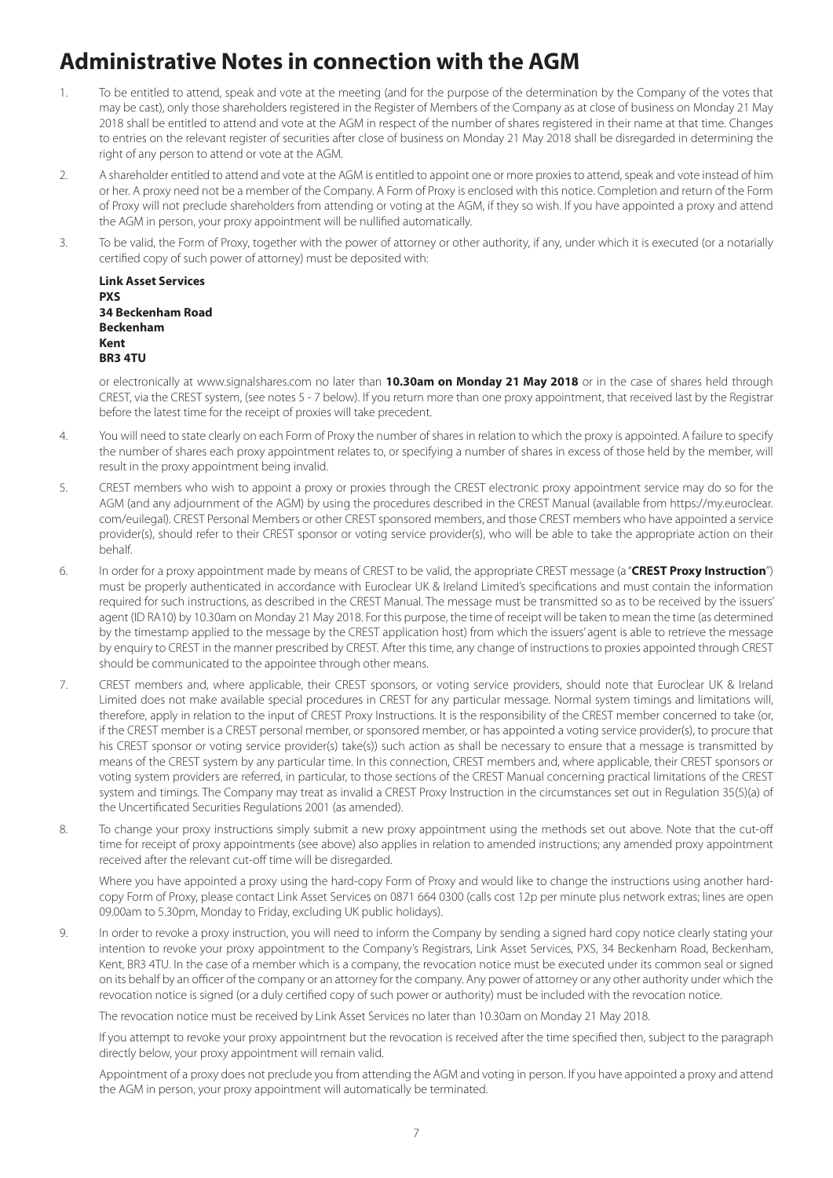# Administrative Notes in connection with the AGM

1. To be entitled to attend, speak and vote at the meeting (and for the purpose of the determination by the Company of the votes that may be cast), only those shareholders registered in the Register of Members of the Company as at close of business on Monday 21 May 2018 shall be entitled to attend and vote at the AGM in respect of the number of shares registered in their name at that time. Changes to entries on the relevant register of securities after close of business on Monday 21 May 2018 shall be disregarded in determining the right of any person to attend or vote at the AGM.

2. A shareholder entitled to attend and vote at the AGM is entitled to appoint one or more proxies to attend, speak and vote instead of him or her. A proxy need not be a member of the Company. A Form of Proxy is enclosed with this notice. Completion and return of the Form of Proxy will not preclude shareholders from attending or voting at the AGM, if they so wish. If you have appointed a proxy and attend the AGM in person, your proxy appointment will be nullified automatically.

3. To be valid, the Form of Proxy, together with the power of attorney or other authority, if any, under which it is executed (or a notarially certified copy of such power of attorney) must be deposited with:

   **Link Asset Services**
   **PXS**
   **34 Beckenham Road**
   **Beckenham**
   **Kent**
   **BR3 4TU**

   or electronically at www.signalshares.com no later than **10.30am on Monday 21 May 2018** or in the case of shares held through CREST, via the CREST system, (see notes 5 - 7 below). If you return more than one proxy appointment, that received last by the Registrar before the latest time for the receipt of proxies will take precedent.

4. You will need to state clearly on each Form of Proxy the number of shares in relation to which the proxy is appointed. A failure to specify the number of shares each proxy appointment relates to, or specifying a number of shares in excess of those held by the member, will result in the proxy appointment being invalid.

5. CREST members who wish to appoint a proxy or proxies through the CREST electronic proxy appointment service may do so for the AGM (and any adjournment of the AGM) by using the procedures described in the CREST Manual (available from https://my.euroclear.com/euilegal). CREST Personal Members or other CREST sponsored members, and those CREST members who have appointed a service provider(s), should refer to their CREST sponsor or voting service provider(s), who will be able to take the appropriate action on their behalf.

6. In order for a proxy appointment made by means of CREST to be valid, the appropriate CREST message (a "**CREST Proxy Instruction**") must be properly authenticated in accordance with Euroclear UK & Ireland Limited's specifications and must contain the information required for such instructions, as described in the CREST Manual. The message must be transmitted so as to be received by the issuers' agent (ID RA10) by 10.30am on Monday 21 May 2018. For this purpose, the time of receipt will be taken to mean the time (as determined by the timestamp applied to the message by the CREST application host) from which the issuers' agent is able to retrieve the message by enquiry to CREST in the manner prescribed by CREST. After this time, any change of instructions to proxies appointed through CREST should be communicated to the appointee through other means.

7. CREST members and, where applicable, their CREST sponsors, or voting service providers, should note that Euroclear UK & Ireland Limited does not make available special procedures in CREST for any particular message. Normal system timings and limitations will, therefore, apply in relation to the input of CREST Proxy Instructions. It is the responsibility of the CREST member concerned to take (or, if the CREST member is a CREST personal member, or sponsored member, or has appointed a voting service provider(s), to procure that his CREST sponsor or voting service provider(s) take(s)) such action as shall be necessary to ensure that a message is transmitted by means of the CREST system by any particular time. In this connection, CREST members and, where applicable, their CREST sponsors or voting system providers are referred, in particular, to those sections of the CREST Manual concerning practical limitations of the CREST system and timings. The Company may treat as invalid a CREST Proxy Instruction in the circumstances set out in Regulation 35(5)(a) of the Uncertificated Securities Regulations 2001 (as amended).

8. To change your proxy instructions simply submit a new proxy appointment using the methods set out above. Note that the cut-off time for receipt of proxy appointments (see above) also applies in relation to amended instructions; any amended proxy appointment received after the relevant cut-off time will be disregarded.

   Where you have appointed a proxy using the hard-copy Form of Proxy and would like to change the instructions using another hard-copy Form of Proxy, please contact Link Asset Services on 0871 664 0300 (calls cost 12p per minute plus network extras; lines are open 09.00am to 5.30pm, Monday to Friday, excluding UK public holidays).

9. In order to revoke a proxy instruction, you will need to inform the Company by sending a signed hard copy notice clearly stating your intention to revoke your proxy appointment to the Company's Registrars, Link Asset Services, PXS, 34 Beckenham Road, Beckenham, Kent, BR3 4TU. In the case of a member which is a company, the revocation notice must be executed under its common seal or signed on its behalf by an officer of the company or an attorney for the company. Any power of attorney or any other authority under which the revocation notice is signed (or a duly certified copy of such power or authority) must be included with the revocation notice.

   The revocation notice must be received by Link Asset Services no later than 10.30am on Monday 21 May 2018.

   If you attempt to revoke your proxy appointment but the revocation is received after the time specified then, subject to the paragraph directly below, your proxy appointment will remain valid.

   Appointment of a proxy does not preclude you from attending the AGM and voting in person. If you have appointed a proxy and attend the AGM in person, your proxy appointment will automatically be terminated.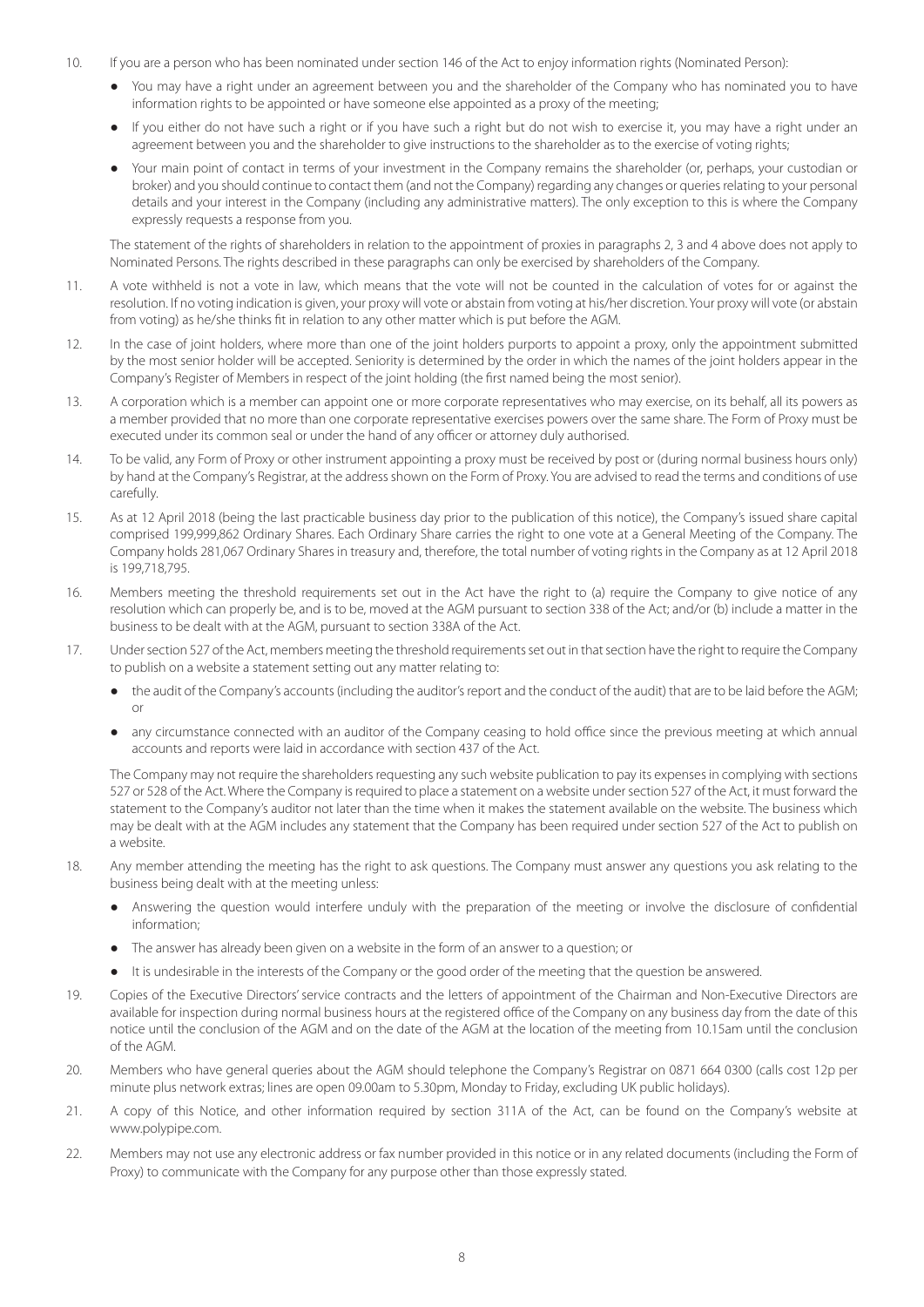10. If you are a person who has been nominated under section 146 of the Act to enjoy information rights (Nominated Person):

    - You may have a right under an agreement between you and the shareholder of the Company who has nominated you to have information rights to be appointed or have someone else appointed as a proxy of the meeting;
    - If you either do not have such a right or if you have such a right but do not wish to exercise it, you may have a right under an agreement between you and the shareholder to give instructions to the shareholder as to the exercise of voting rights;
    - Your main point of contact in terms of your investment in the Company remains the shareholder (or, perhaps, your custodian or broker) and you should continue to contact them (and not the Company) regarding any changes or queries relating to your personal details and your interest in the Company (including any administrative matters). The only exception to this is where the Company expressly requests a response from you.

    The statement of the rights of shareholders in relation to the appointment of proxies in paragraphs 2, 3 and 4 above does not apply to Nominated Persons. The rights described in these paragraphs can only be exercised by shareholders of the Company.

11. A vote withheld is not a vote in law, which means that the vote will not be counted in the calculation of votes for or against the resolution. If no voting indication is given, your proxy will vote or abstain from voting at his/her discretion. Your proxy will vote (or abstain from voting) as he/she thinks fit in relation to any other matter which is put before the AGM.

12. In the case of joint holders, where more than one of the joint holders purports to appoint a proxy, only the appointment submitted by the most senior holder will be accepted. Seniority is determined by the order in which the names of the joint holders appear in the Company's Register of Members in respect of the joint holding (the first named being the most senior).

13. A corporation which is a member can appoint one or more corporate representatives who may exercise, on its behalf, all its powers as a member provided that no more than one corporate representative exercises powers over the same share. The Form of Proxy must be executed under its common seal or under the hand of any officer or attorney duly authorised.

14. To be valid, any Form of Proxy or other instrument appointing a proxy must be received by post or (during normal business hours only) by hand at the Company's Registrar, at the address shown on the Form of Proxy. You are advised to read the terms and conditions of use carefully.

15. As at 12 April 2018 (being the last practicable business day prior to the publication of this notice), the Company's issued share capital comprised 199,999,862 Ordinary Shares. Each Ordinary Share carries the right to one vote at a General Meeting of the Company. The Company holds 281,067 Ordinary Shares in treasury and, therefore, the total number of voting rights in the Company as at 12 April 2018 is 199,718,795.

16. Members meeting the threshold requirements set out in the Act have the right to (a) require the Company to give notice of any resolution which can properly be, and is to be, moved at the AGM pursuant to section 338 of the Act; and/or (b) include a matter in the business to be dealt with at the AGM, pursuant to section 338A of the Act.

17. Under section 527 of the Act, members meeting the threshold requirements set out in that section have the right to require the Company to publish on a website a statement setting out any matter relating to:

    - the audit of the Company's accounts (including the auditor's report and the conduct of the audit) that are to be laid before the AGM; or
    - any circumstance connected with an auditor of the Company ceasing to hold office since the previous meeting at which annual accounts and reports were laid in accordance with section 437 of the Act.

    The Company may not require the shareholders requesting any such website publication to pay its expenses in complying with sections 527 or 528 of the Act. Where the Company is required to place a statement on a website under section 527 of the Act, it must forward the statement to the Company's auditor not later than the time when it makes the statement available on the website. The business which may be dealt with at the AGM includes any statement that the Company has been required under section 527 of the Act to publish on a website.

18. Any member attending the meeting has the right to ask questions. The Company must answer any questions you ask relating to the business being dealt with at the meeting unless:

    - Answering the question would interfere unduly with the preparation of the meeting or involve the disclosure of confidential information;
    - The answer has already been given on a website in the form of an answer to a question; or
    - It is undesirable in the interests of the Company or the good order of the meeting that the question be answered.

19. Copies of the Executive Directors' service contracts and the letters of appointment of the Chairman and Non-Executive Directors are available for inspection during normal business hours at the registered office of the Company on any business day from the date of this notice until the conclusion of the AGM and on the date of the AGM at the location of the meeting from 10.15am until the conclusion of the AGM.

20. Members who have general queries about the AGM should telephone the Company's Registrar on 0871 664 0300 (calls cost 12p per minute plus network extras; lines are open 09.00am to 5.30pm, Monday to Friday, excluding UK public holidays).

21. A copy of this Notice, and other information required by section 311A of the Act, can be found on the Company's website at www.polypipe.com.

22. Members may not use any electronic address or fax number provided in this notice or in any related documents (including the Form of Proxy) to communicate with the Company for any purpose other than those expressly stated.